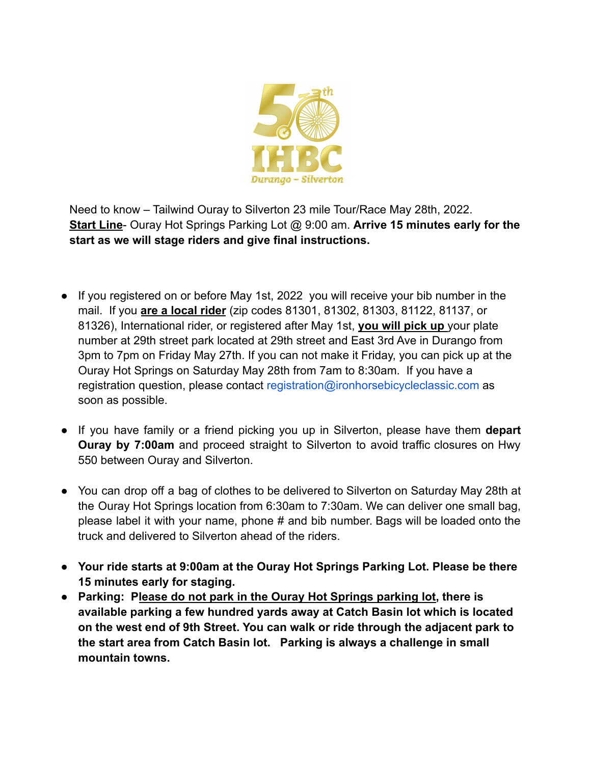50th IHBC Durango – Silverton

Need to know – Tailwind Ouray to Silverton 23 mile Tour/Race May 28th, 2022.
**Start Line**- Ouray Hot Springs Parking Lot @ 9:00 am. **Arrive 15 minutes early for the start as we will stage riders and give final instructions.**

- If you registered on or before May 1st, 2022 you will receive your bib number in the mail. If you **are a local rider** (zip codes 81301, 81302, 81303, 81122, 81137, or 81326), International rider, or registered after May 1st, **you will pick up** your plate number at 29th street park located at 29th street and East 3rd Ave in Durango from 3pm to 7pm on Friday May 27th. If you can not make it Friday, you can pick up at the Ouray Hot Springs on Saturday May 28th from 7am to 8:30am. If you have a registration question, please contact registration@ironhorsebicycleclassic.com as soon as possible.

- If you have family or a friend picking you up in Silverton, please have them **depart Ouray by 7:00am** and proceed straight to Silverton to avoid traffic closures on Hwy 550 between Ouray and Silverton.

- You can drop off a bag of clothes to be delivered to Silverton on Saturday May 28th at the Ouray Hot Springs location from 6:30am to 7:30am. We can deliver one small bag, please label it with your name, phone # and bib number. Bags will be loaded onto the truck and delivered to Silverton ahead of the riders.

- **Your ride starts at 9:00am at the Ouray Hot Springs Parking Lot. Please be there 15 minutes early for staging.**
- **Parking: Please do not park in the Ouray Hot Springs parking lot, there is available parking a few hundred yards away at Catch Basin lot which is located on the west end of 9th Street. You can walk or ride through the adjacent park to the start area from Catch Basin lot. Parking is always a challenge in small mountain towns.**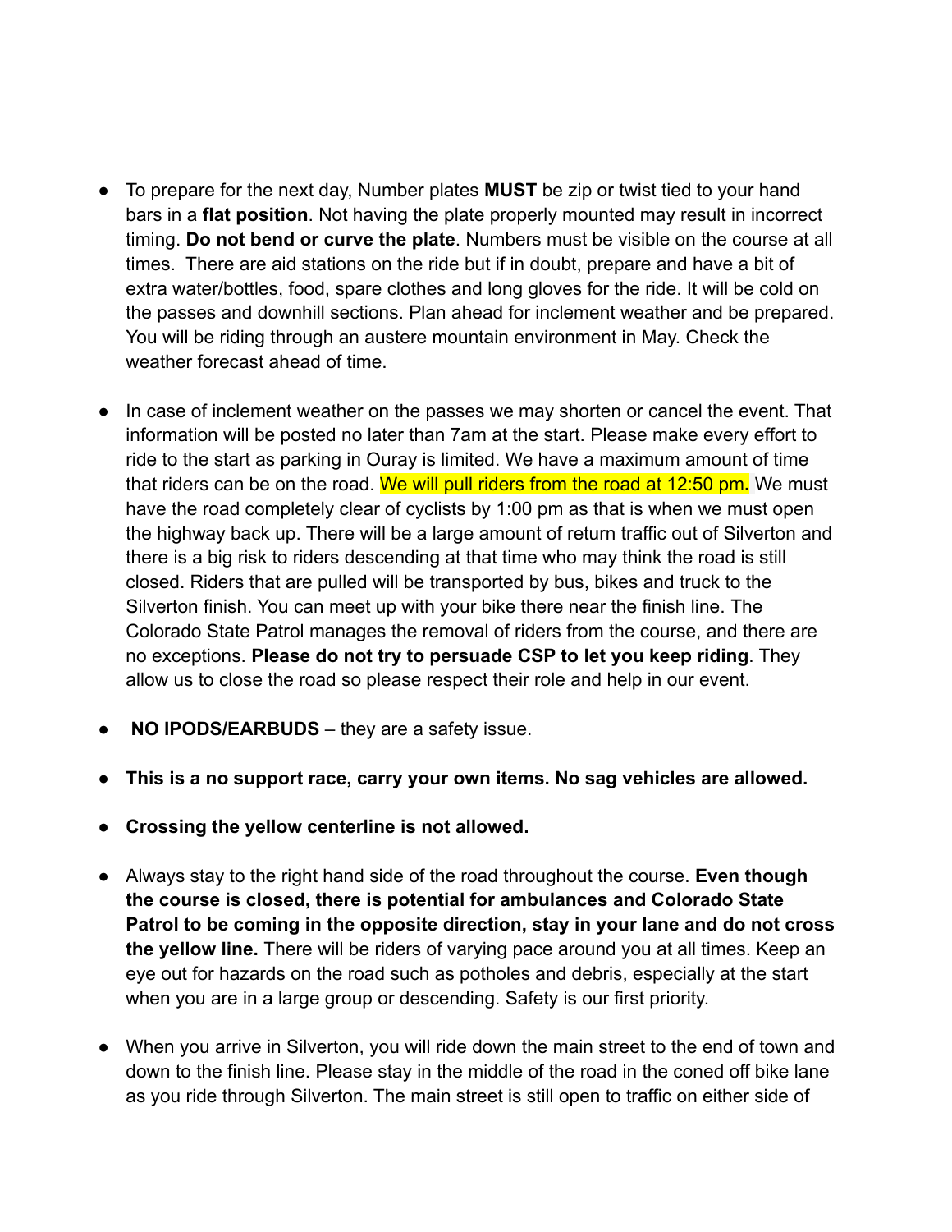- To prepare for the next day, Number plates **MUST** be zip or twist tied to your hand bars in a **flat position**. Not having the plate properly mounted may result in incorrect timing. **Do not bend or curve the plate**. Numbers must be visible on the course at all times. There are aid stations on the ride but if in doubt, prepare and have a bit of extra water/bottles, food, spare clothes and long gloves for the ride. It will be cold on the passes and downhill sections. Plan ahead for inclement weather and be prepared. You will be riding through an austere mountain environment in May. Check the weather forecast ahead of time.

- In case of inclement weather on the passes we may shorten or cancel the event. That information will be posted no later than 7am at the start. Please make every effort to ride to the start as parking in Ouray is limited. We have a maximum amount of time that riders can be on the road. We will pull riders from the road at 12:50 pm**.** We must have the road completely clear of cyclists by 1:00 pm as that is when we must open the highway back up. There will be a large amount of return traffic out of Silverton and there is a big risk to riders descending at that time who may think the road is still closed. Riders that are pulled will be transported by bus, bikes and truck to the Silverton finish. You can meet up with your bike there near the finish line. The Colorado State Patrol manages the removal of riders from the course, and there are no exceptions. **Please do not try to persuade CSP to let you keep riding**. They allow us to close the road so please respect their role and help in our event.

- **NO IPODS/EARBUDS** – they are a safety issue.

- **This is a no support race, carry your own items. No sag vehicles are allowed.**

- **Crossing the yellow centerline is not allowed.**

- Always stay to the right hand side of the road throughout the course. **Even though the course is closed, there is potential for ambulances and Colorado State Patrol to be coming in the opposite direction, stay in your lane and do not cross the yellow line.** There will be riders of varying pace around you at all times. Keep an eye out for hazards on the road such as potholes and debris, especially at the start when you are in a large group or descending. Safety is our first priority.

- When you arrive in Silverton, you will ride down the main street to the end of town and down to the finish line. Please stay in the middle of the road in the coned off bike lane as you ride through Silverton. The main street is still open to traffic on either side of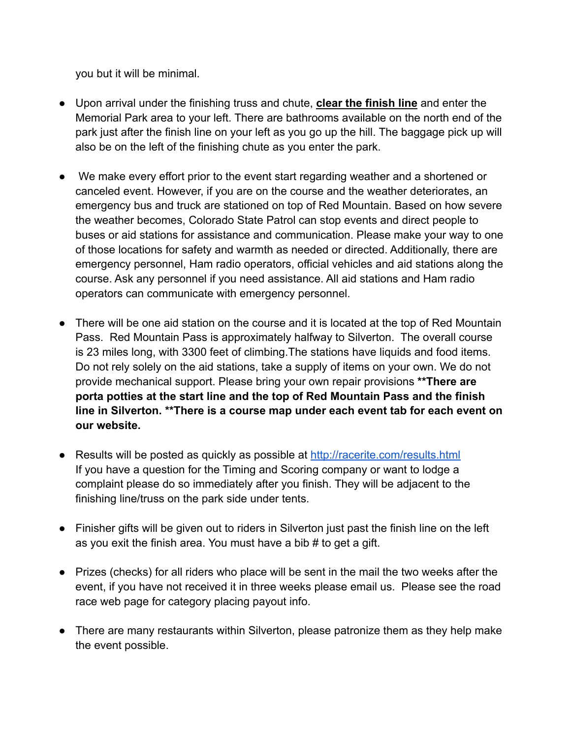you but it will be minimal.

- Upon arrival under the finishing truss and chute, **<u>clear the finish line</u>** and enter the Memorial Park area to your left. There are bathrooms available on the north end of the park just after the finish line on your left as you go up the hill. The baggage pick up will also be on the left of the finishing chute as you enter the park.

- We make every effort prior to the event start regarding weather and a shortened or canceled event. However, if you are on the course and the weather deteriorates, an emergency bus and truck are stationed on top of Red Mountain. Based on how severe the weather becomes, Colorado State Patrol can stop events and direct people to buses or aid stations for assistance and communication. Please make your way to one of those locations for safety and warmth as needed or directed. Additionally, there are emergency personnel, Ham radio operators, official vehicles and aid stations along the course. Ask any personnel if you need assistance. All aid stations and Ham radio operators can communicate with emergency personnel.

- There will be one aid station on the course and it is located at the top of Red Mountain Pass. Red Mountain Pass is approximately halfway to Silverton. The overall course is 23 miles long, with 3300 feet of climbing.The stations have liquids and food items. Do not rely solely on the aid stations, take a supply of items on your own. We do not provide mechanical support. Please bring your own repair provisions **\*\*There are porta potties at the start line and the top of Red Mountain Pass and the finish line in Silverton. \*\*There is a course map under each event tab for each event on our website.**

- Results will be posted as quickly as possible at [http://racerite.com/results.html](http://racerite.com/results.html) If you have a question for the Timing and Scoring company or want to lodge a complaint please do so immediately after you finish. They will be adjacent to the finishing line/truss on the park side under tents.

- Finisher gifts will be given out to riders in Silverton just past the finish line on the left as you exit the finish area. You must have a bib # to get a gift.

- Prizes (checks) for all riders who place will be sent in the mail the two weeks after the event, if you have not received it in three weeks please email us. Please see the road race web page for category placing payout info.

- There are many restaurants within Silverton, please patronize them as they help make the event possible.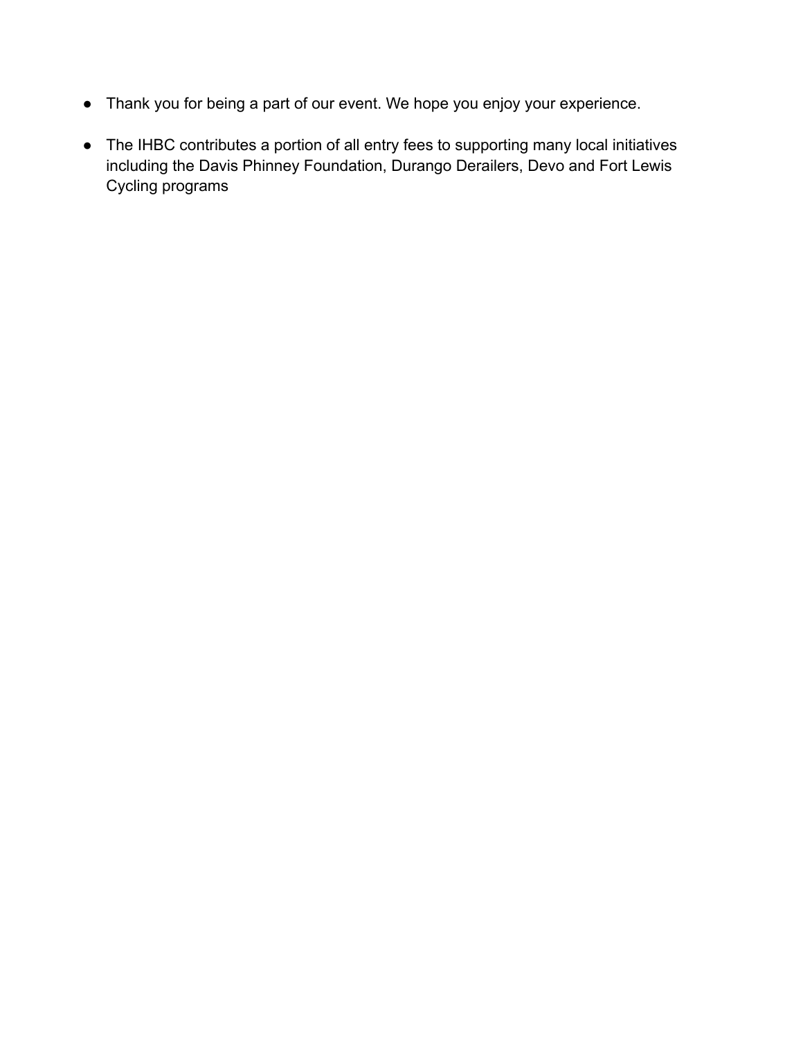- Thank you for being a part of our event. We hope you enjoy your experience.
- The IHBC contributes a portion of all entry fees to supporting many local initiatives including the Davis Phinney Foundation, Durango Derailers, Devo and Fort Lewis Cycling programs